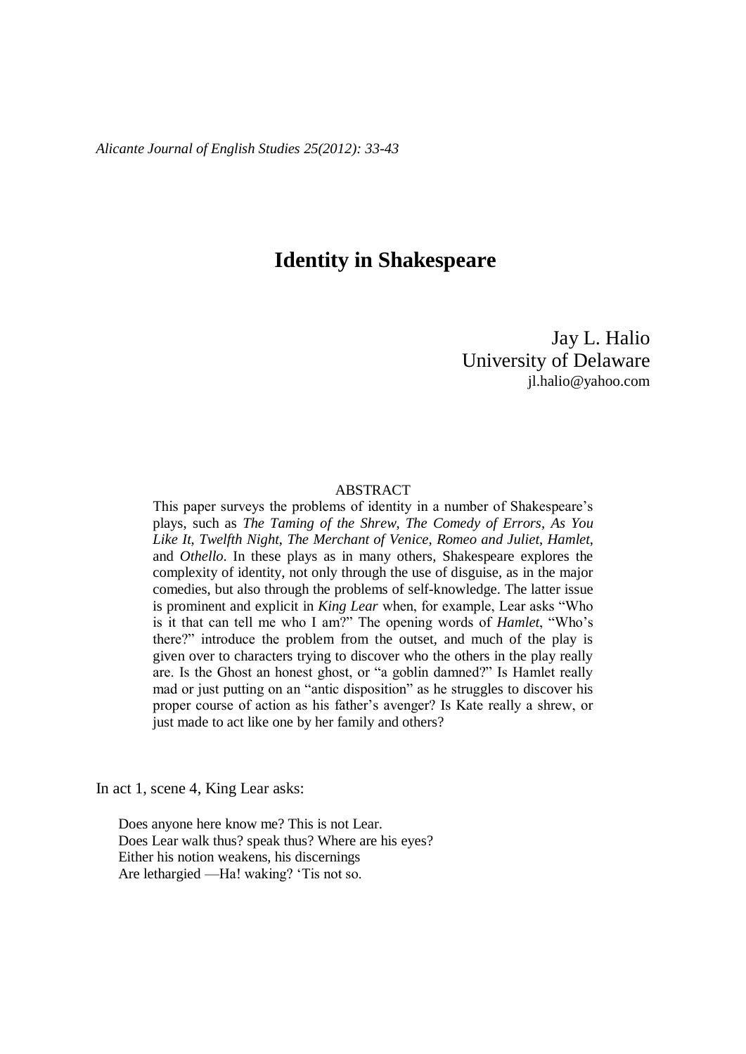# Identity in Shakespeare

Jay L. Halio
University of Delaware
jl.halio@yahoo.com

## ABSTRACT

This paper surveys the problems of identity in a number of Shakespeare's plays, such as *The Taming of the Shrew*, *The Comedy of Errors*, *As You Like It*, *Twelfth Night*, *The Merchant of Venice*, *Romeo and Juliet*, *Hamlet*, and *Othello*. In these plays as in many others, Shakespeare explores the complexity of identity, not only through the use of disguise, as in the major comedies, but also through the problems of self-knowledge. The latter issue is prominent and explicit in *King Lear* when, for example, Lear asks "Who is it that can tell me who I am?" The opening words of *Hamlet*, "Who's there?" introduce the problem from the outset, and much of the play is given over to characters trying to discover who the others in the play really are. Is the Ghost an honest ghost, or "a goblin damned?" Is Hamlet really mad or just putting on an "antic disposition" as he struggles to discover his proper course of action as his father's avenger? Is Kate really a shrew, or just made to act like one by her family and others?

In act 1, scene 4, King Lear asks:

> Does anyone here know me? This is not Lear.
> Does Lear walk thus? speak thus? Where are his eyes?
> Either his notion weakens, his discernings
> Are lethargied —Ha! waking? 'Tis not so.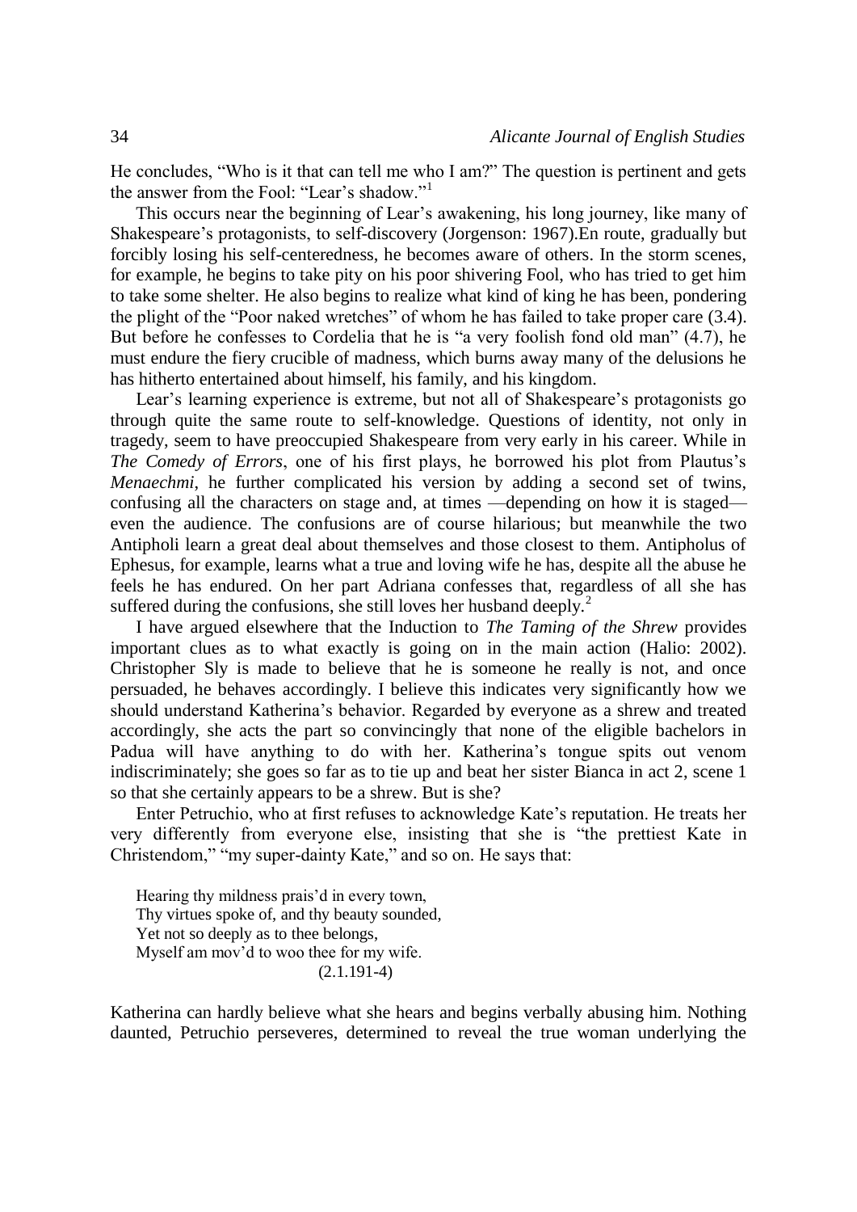He concludes, "Who is it that can tell me who I am?" The question is pertinent and gets the answer from the Fool: "Lear's shadow."[1]

This occurs near the beginning of Lear's awakening, his long journey, like many of Shakespeare's protagonists, to self-discovery (Jorgenson: 1967).En route, gradually but forcibly losing his self-centeredness, he becomes aware of others. In the storm scenes, for example, he begins to take pity on his poor shivering Fool, who has tried to get him to take some shelter. He also begins to realize what kind of king he has been, pondering the plight of the "Poor naked wretches" of whom he has failed to take proper care (3.4). But before he confesses to Cordelia that he is "a very foolish fond old man" (4.7), he must endure the fiery crucible of madness, which burns away many of the delusions he has hitherto entertained about himself, his family, and his kingdom.

Lear's learning experience is extreme, but not all of Shakespeare's protagonists go through quite the same route to self-knowledge. Questions of identity, not only in tragedy, seem to have preoccupied Shakespeare from very early in his career. While in *The Comedy of Errors*, one of his first plays, he borrowed his plot from Plautus's *Menaechmi*, he further complicated his version by adding a second set of twins, confusing all the characters on stage and, at times —depending on how it is staged— even the audience. The confusions are of course hilarious; but meanwhile the two Antipholi learn a great deal about themselves and those closest to them. Antipholus of Ephesus, for example, learns what a true and loving wife he has, despite all the abuse he feels he has endured. On her part Adriana confesses that, regardless of all she has suffered during the confusions, she still loves her husband deeply.[2]

I have argued elsewhere that the Induction to *The Taming of the Shrew* provides important clues as to what exactly is going on in the main action (Halio: 2002). Christopher Sly is made to believe that he is someone he really is not, and once persuaded, he behaves accordingly. I believe this indicates very significantly how we should understand Katherina's behavior. Regarded by everyone as a shrew and treated accordingly, she acts the part so convincingly that none of the eligible bachelors in Padua will have anything to do with her. Katherina's tongue spits out venom indiscriminately; she goes so far as to tie up and beat her sister Bianca in act 2, scene 1 so that she certainly appears to be a shrew. But is she?

Enter Petruchio, who at first refuses to acknowledge Kate's reputation. He treats her very differently from everyone else, insisting that she is "the prettiest Kate in Christendom," "my super-dainty Kate," and so on. He says that:

> Hearing thy mildness prais'd in every town,
> Thy virtues spoke of, and thy beauty sounded,
> Yet not so deeply as to thee belongs,
> Myself am mov'd to woo thee for my wife.
> (2.1.191-4)

Katherina can hardly believe what she hears and begins verbally abusing him. Nothing daunted, Petruchio perseveres, determined to reveal the true woman underlying the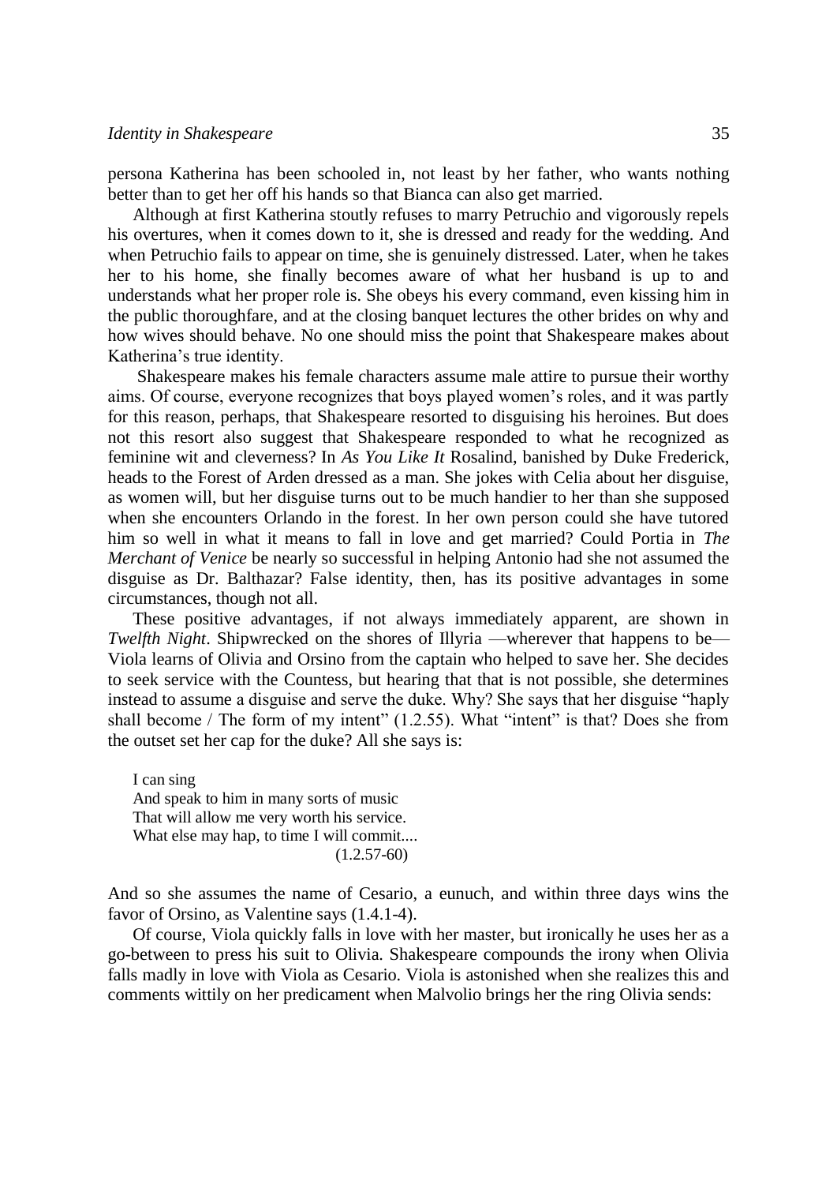persona Katherina has been schooled in, not least by her father, who wants nothing better than to get her off his hands so that Bianca can also get married.

Although at first Katherina stoutly refuses to marry Petruchio and vigorously repels his overtures, when it comes down to it, she is dressed and ready for the wedding. And when Petruchio fails to appear on time, she is genuinely distressed. Later, when he takes her to his home, she finally becomes aware of what her husband is up to and understands what her proper role is. She obeys his every command, even kissing him in the public thoroughfare, and at the closing banquet lectures the other brides on why and how wives should behave. No one should miss the point that Shakespeare makes about Katherina's true identity.

Shakespeare makes his female characters assume male attire to pursue their worthy aims. Of course, everyone recognizes that boys played women's roles, and it was partly for this reason, perhaps, that Shakespeare resorted to disguising his heroines. But does not this resort also suggest that Shakespeare responded to what he recognized as feminine wit and cleverness? In *As You Like It* Rosalind, banished by Duke Frederick, heads to the Forest of Arden dressed as a man. She jokes with Celia about her disguise, as women will, but her disguise turns out to be much handier to her than she supposed when she encounters Orlando in the forest. In her own person could she have tutored him so well in what it means to fall in love and get married? Could Portia in *The Merchant of Venice* be nearly so successful in helping Antonio had she not assumed the disguise as Dr. Balthazar? False identity, then, has its positive advantages in some circumstances, though not all.

These positive advantages, if not always immediately apparent, are shown in *Twelfth Night*. Shipwrecked on the shores of Illyria —wherever that happens to be— Viola learns of Olivia and Orsino from the captain who helped to save her. She decides to seek service with the Countess, but hearing that that is not possible, she determines instead to assume a disguise and serve the duke. Why? She says that her disguise "haply shall become / The form of my intent" (1.2.55). What "intent" is that? Does she from the outset set her cap for the duke? All she says is:

> I can sing
> And speak to him in many sorts of music
> That will allow me very worth his service.
> What else may hap, to time I will commit....
> (1.2.57-60)

And so she assumes the name of Cesario, a eunuch, and within three days wins the favor of Orsino, as Valentine says (1.4.1-4).

Of course, Viola quickly falls in love with her master, but ironically he uses her as a go-between to press his suit to Olivia. Shakespeare compounds the irony when Olivia falls madly in love with Viola as Cesario. Viola is astonished when she realizes this and comments wittily on her predicament when Malvolio brings her the ring Olivia sends: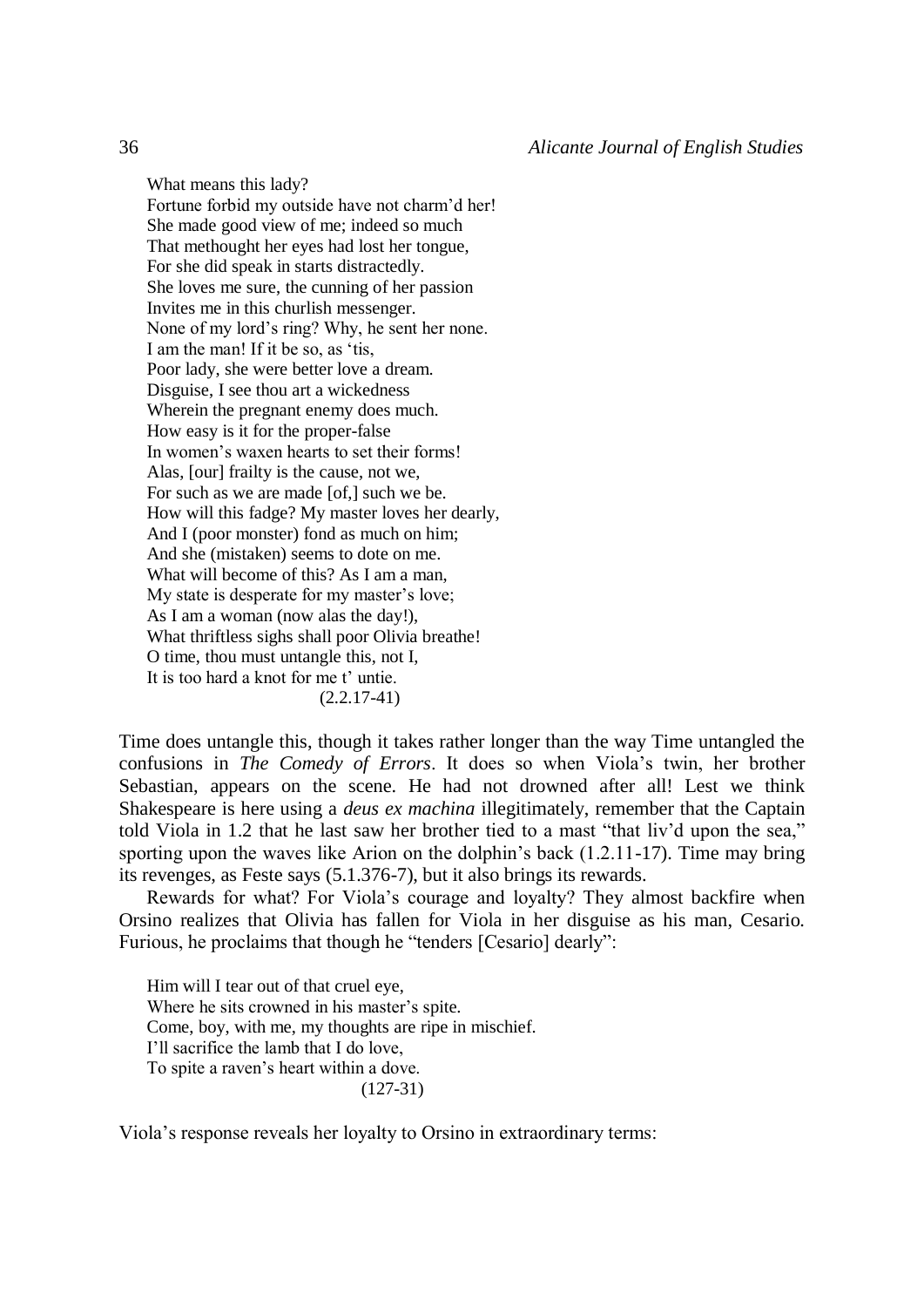What means this lady?  
Fortune forbid my outside have not charm'd her!  
She made good view of me; indeed so much  
That methought her eyes had lost her tongue,  
For she did speak in starts distractedly.  
She loves me sure, the cunning of her passion  
Invites me in this churlish messenger.  
None of my lord's ring? Why, he sent her none.  
I am the man! If it be so, as 'tis,  
Poor lady, she were better love a dream.  
Disguise, I see thou art a wickedness  
Wherein the pregnant enemy does much.  
How easy is it for the proper-false  
In women's waxen hearts to set their forms!  
Alas, [our] frailty is the cause, not we,  
For such as we are made [of,] such we be.  
How will this fadge? My master loves her dearly,  
And I (poor monster) fond as much on him;  
And she (mistaken) seems to dote on me.  
What will become of this? As I am a man,  
My state is desperate for my master's love;  
As I am a woman (now alas the day!),  
What thriftless sighs shall poor Olivia breathe!  
O time, thou must untangle this, not I,  
It is too hard a knot for me t' untie.  
(2.2.17-41)

Time does untangle this, though it takes rather longer than the way Time untangled the confusions in *The Comedy of Errors*. It does so when Viola's twin, her brother Sebastian, appears on the scene. He had not drowned after all! Lest we think Shakespeare is here using a *deus ex machina* illegitimately, remember that the Captain told Viola in 1.2 that he last saw her brother tied to a mast "that liv'd upon the sea," sporting upon the waves like Arion on the dolphin's back (1.2.11-17). Time may bring its revenges, as Feste says (5.1.376-7), but it also brings its rewards.

Rewards for what? For Viola's courage and loyalty? They almost backfire when Orsino realizes that Olivia has fallen for Viola in her disguise as his man, Cesario. Furious, he proclaims that though he "tenders [Cesario] dearly":

Him will I tear out of that cruel eye,  
Where he sits crowned in his master's spite.  
Come, boy, with me, my thoughts are ripe in mischief.  
I'll sacrifice the lamb that I do love,  
To spite a raven's heart within a dove.  
(127-31)

Viola's response reveals her loyalty to Orsino in extraordinary terms: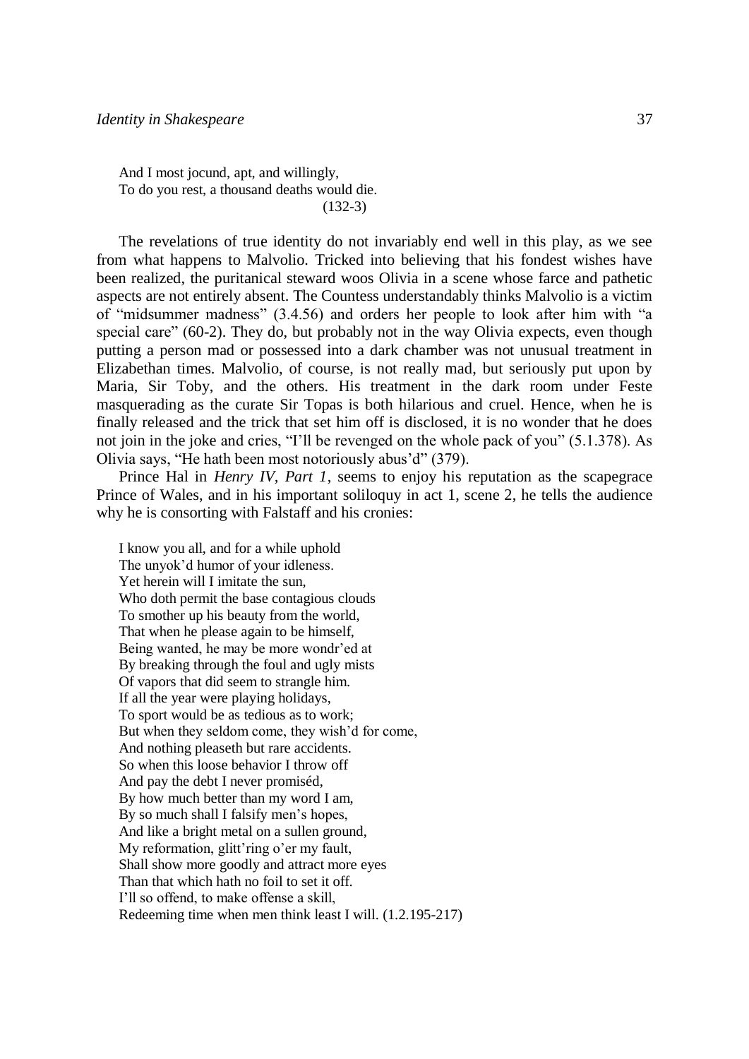> And I most jocund, apt, and willingly,
> To do you rest, a thousand deaths would die.
> (132-3)

The revelations of true identity do not invariably end well in this play, as we see from what happens to Malvolio. Tricked into believing that his fondest wishes have been realized, the puritanical steward woos Olivia in a scene whose farce and pathetic aspects are not entirely absent. The Countess understandably thinks Malvolio is a victim of "midsummer madness" (3.4.56) and orders her people to look after him with "a special care" (60-2). They do, but probably not in the way Olivia expects, even though putting a person mad or possessed into a dark chamber was not unusual treatment in Elizabethan times. Malvolio, of course, is not really mad, but seriously put upon by Maria, Sir Toby, and the others. His treatment in the dark room under Feste masquerading as the curate Sir Topas is both hilarious and cruel. Hence, when he is finally released and the trick that set him off is disclosed, it is no wonder that he does not join in the joke and cries, "I'll be revenged on the whole pack of you" (5.1.378). As Olivia says, "He hath been most notoriously abus'd" (379).

Prince Hal in *Henry IV, Part 1*, seems to enjoy his reputation as the scapegrace Prince of Wales, and in his important soliloquy in act 1, scene 2, he tells the audience why he is consorting with Falstaff and his cronies:

> I know you all, and for a while uphold
> The unyok'd humor of your idleness.
> Yet herein will I imitate the sun,
> Who doth permit the base contagious clouds
> To smother up his beauty from the world,
> That when he please again to be himself,
> Being wanted, he may be more wondr'ed at
> By breaking through the foul and ugly mists
> Of vapors that did seem to strangle him.
> If all the year were playing holidays,
> To sport would be as tedious as to work;
> But when they seldom come, they wish'd for come,
> And nothing pleaseth but rare accidents.
> So when this loose behavior I throw off
> And pay the debt I never promiséd,
> By how much better than my word I am,
> By so much shall I falsify men's hopes,
> And like a bright metal on a sullen ground,
> My reformation, glitt'ring o'er my fault,
> Shall show more goodly and attract more eyes
> Than that which hath no foil to set it off.
> I'll so offend, to make offense a skill,
> Redeeming time when men think least I will. (1.2.195-217)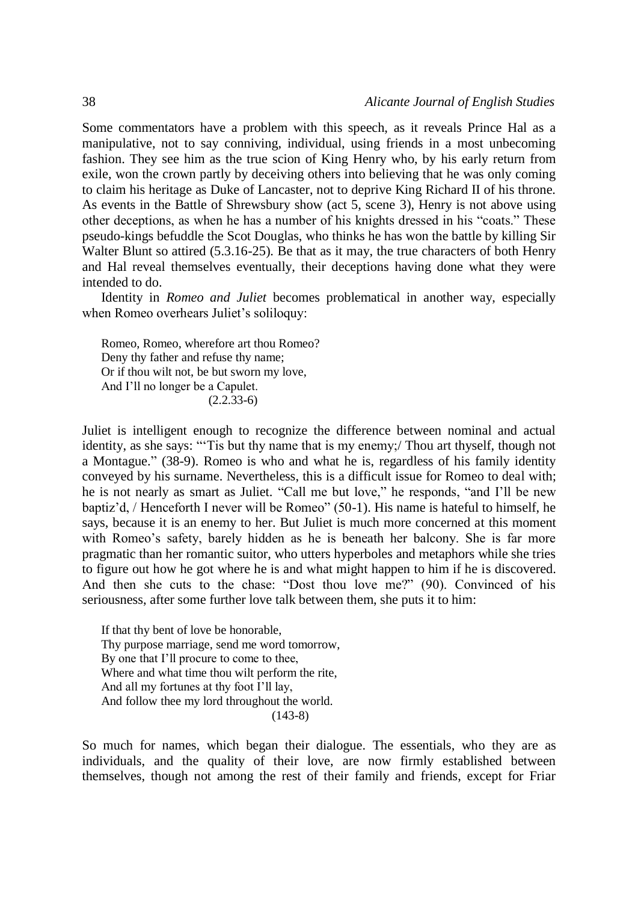Some commentators have a problem with this speech, as it reveals Prince Hal as a manipulative, not to say conniving, individual, using friends in a most unbecoming fashion. They see him as the true scion of King Henry who, by his early return from exile, won the crown partly by deceiving others into believing that he was only coming to claim his heritage as Duke of Lancaster, not to deprive King Richard II of his throne. As events in the Battle of Shrewsbury show (act 5, scene 3), Henry is not above using other deceptions, as when he has a number of his knights dressed in his "coats." These pseudo-kings befuddle the Scot Douglas, who thinks he has won the battle by killing Sir Walter Blunt so attired (5.3.16-25). Be that as it may, the true characters of both Henry and Hal reveal themselves eventually, their deceptions having done what they were intended to do.

Identity in *Romeo and Juliet* becomes problematical in another way, especially when Romeo overhears Juliet's soliloquy:

> Romeo, Romeo, wherefore art thou Romeo?
> Deny thy father and refuse thy name;
> Or if thou wilt not, be but sworn my love,
> And I'll no longer be a Capulet.
> (2.2.33-6)

Juliet is intelligent enough to recognize the difference between nominal and actual identity, as she says: "'Tis but thy name that is my enemy;/ Thou art thyself, though not a Montague." (38-9). Romeo is who and what he is, regardless of his family identity conveyed by his surname. Nevertheless, this is a difficult issue for Romeo to deal with; he is not nearly as smart as Juliet. "Call me but love," he responds, "and I'll be new baptiz'd, / Henceforth I never will be Romeo" (50-1). His name is hateful to himself, he says, because it is an enemy to her. But Juliet is much more concerned at this moment with Romeo's safety, barely hidden as he is beneath her balcony. She is far more pragmatic than her romantic suitor, who utters hyperboles and metaphors while she tries to figure out how he got where he is and what might happen to him if he is discovered. And then she cuts to the chase: "Dost thou love me?" (90). Convinced of his seriousness, after some further love talk between them, she puts it to him:

> If that thy bent of love be honorable,
> Thy purpose marriage, send me word tomorrow,
> By one that I'll procure to come to thee,
> Where and what time thou wilt perform the rite,
> And all my fortunes at thy foot I'll lay,
> And follow thee my lord throughout the world.
> (143-8)

So much for names, which began their dialogue. The essentials, who they are as individuals, and the quality of their love, are now firmly established between themselves, though not among the rest of their family and friends, except for Friar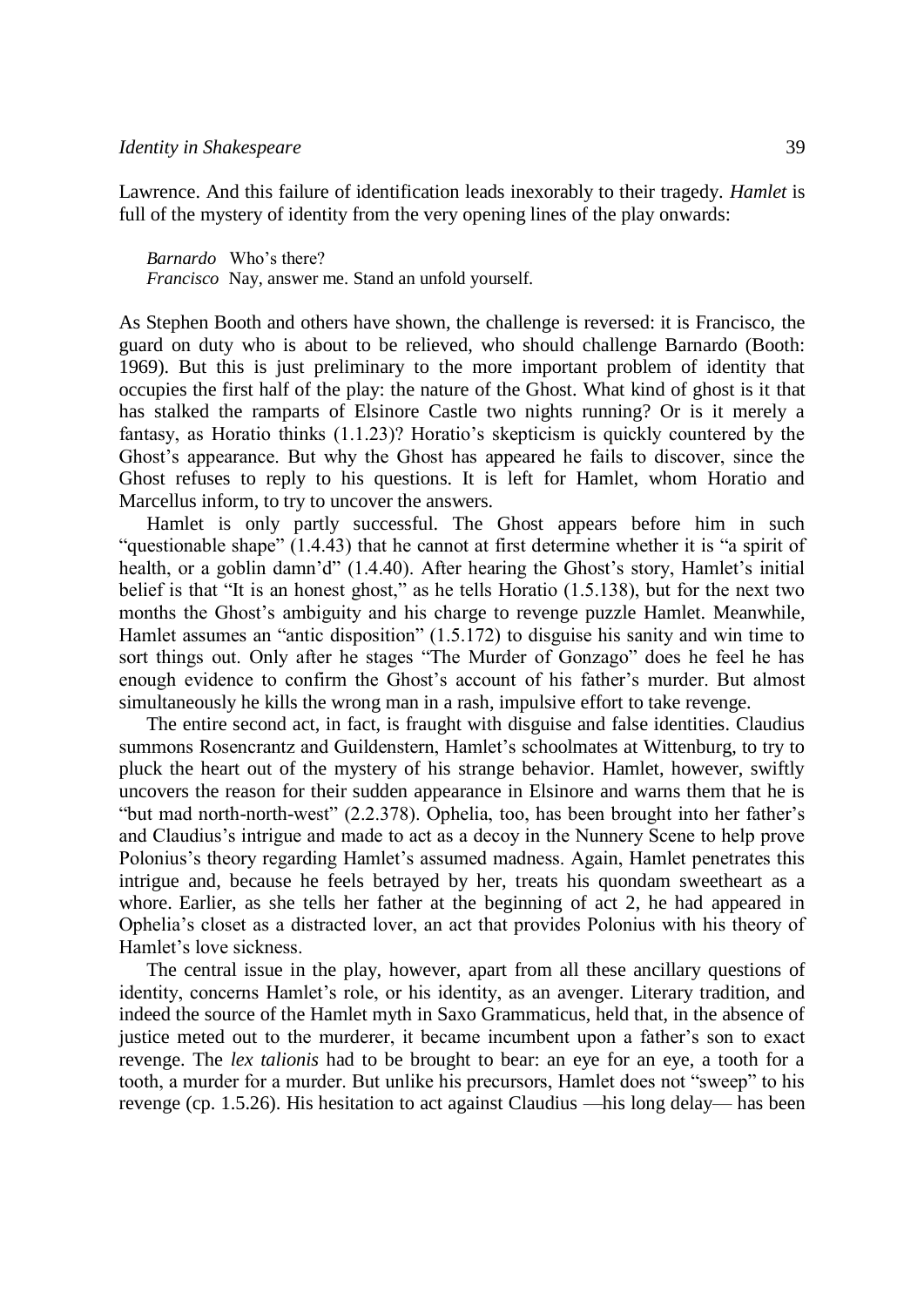Lawrence. And this failure of identification leads inexorably to their tragedy. *Hamlet* is full of the mystery of identity from the very opening lines of the play onwards:

> *Barnardo* Who's there?
> *Francisco* Nay, answer me. Stand an unfold yourself.

As Stephen Booth and others have shown, the challenge is reversed: it is Francisco, the guard on duty who is about to be relieved, who should challenge Barnardo (Booth: 1969). But this is just preliminary to the more important problem of identity that occupies the first half of the play: the nature of the Ghost. What kind of ghost is it that has stalked the ramparts of Elsinore Castle two nights running? Or is it merely a fantasy, as Horatio thinks (1.1.23)? Horatio's skepticism is quickly countered by the Ghost's appearance. But why the Ghost has appeared he fails to discover, since the Ghost refuses to reply to his questions. It is left for Hamlet, whom Horatio and Marcellus inform, to try to uncover the answers.

Hamlet is only partly successful. The Ghost appears before him in such "questionable shape" (1.4.43) that he cannot at first determine whether it is "a spirit of health, or a goblin damn'd" (1.4.40). After hearing the Ghost's story, Hamlet's initial belief is that "It is an honest ghost," as he tells Horatio (1.5.138), but for the next two months the Ghost's ambiguity and his charge to revenge puzzle Hamlet. Meanwhile, Hamlet assumes an "antic disposition" (1.5.172) to disguise his sanity and win time to sort things out. Only after he stages "The Murder of Gonzago" does he feel he has enough evidence to confirm the Ghost's account of his father's murder. But almost simultaneously he kills the wrong man in a rash, impulsive effort to take revenge.

The entire second act, in fact, is fraught with disguise and false identities. Claudius summons Rosencrantz and Guildenstern, Hamlet's schoolmates at Wittenburg, to try to pluck the heart out of the mystery of his strange behavior. Hamlet, however, swiftly uncovers the reason for their sudden appearance in Elsinore and warns them that he is "but mad north-north-west" (2.2.378). Ophelia, too, has been brought into her father's and Claudius's intrigue and made to act as a decoy in the Nunnery Scene to help prove Polonius's theory regarding Hamlet's assumed madness. Again, Hamlet penetrates this intrigue and, because he feels betrayed by her, treats his quondam sweetheart as a whore. Earlier, as she tells her father at the beginning of act 2, he had appeared in Ophelia's closet as a distracted lover, an act that provides Polonius with his theory of Hamlet's love sickness.

The central issue in the play, however, apart from all these ancillary questions of identity, concerns Hamlet's role, or his identity, as an avenger. Literary tradition, and indeed the source of the Hamlet myth in Saxo Grammaticus, held that, in the absence of justice meted out to the murderer, it became incumbent upon a father's son to exact revenge. The *lex talionis* had to be brought to bear: an eye for an eye, a tooth for a tooth, a murder for a murder. But unlike his precursors, Hamlet does not "sweep" to his revenge (cp. 1.5.26). His hesitation to act against Claudius —his long delay— has been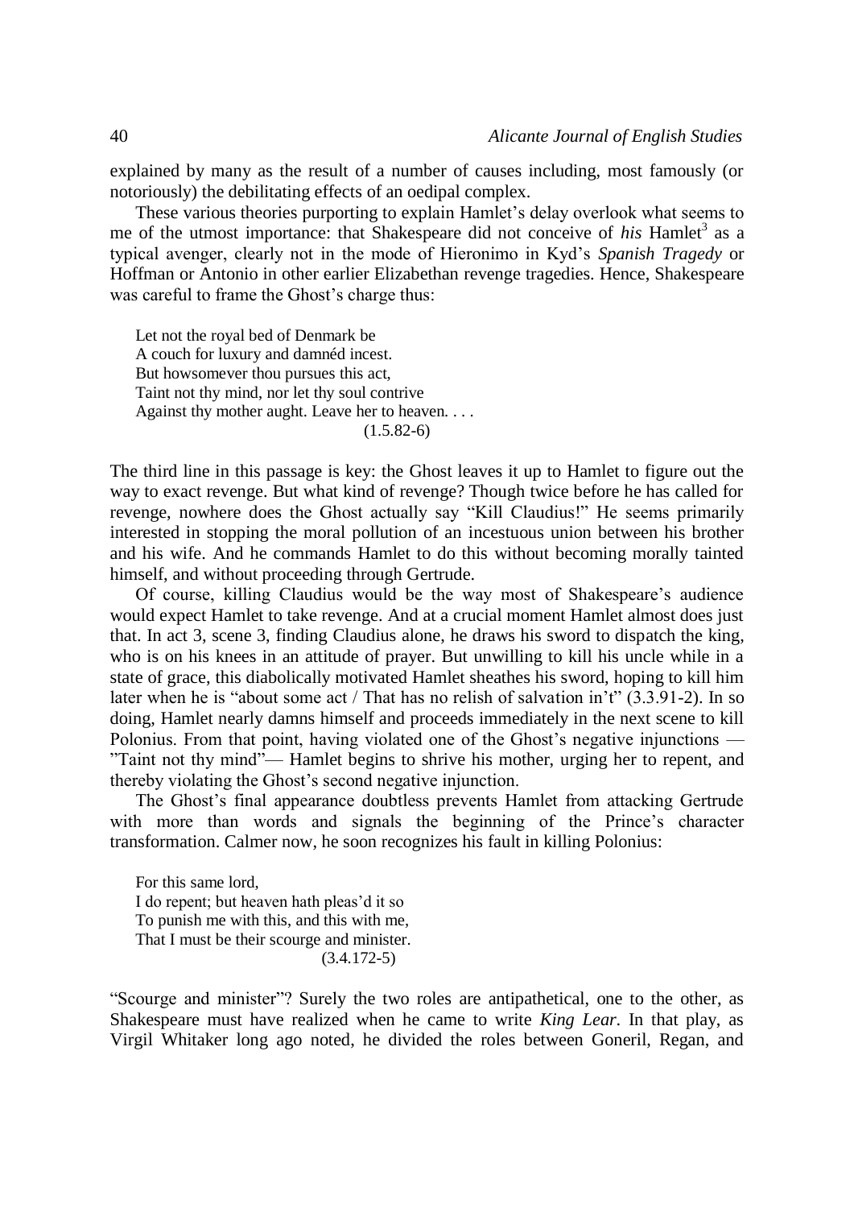explained by many as the result of a number of causes including, most famously (or notoriously) the debilitating effects of an oedipal complex.

These various theories purporting to explain Hamlet's delay overlook what seems to me of the utmost importance: that Shakespeare did not conceive of *his* Hamlet[3] as a typical avenger, clearly not in the mode of Hieronimo in Kyd's *Spanish Tragedy* or Hoffman or Antonio in other earlier Elizabethan revenge tragedies. Hence, Shakespeare was careful to frame the Ghost's charge thus:

> Let not the royal bed of Denmark be
> A couch for luxury and damnéd incest.
> But howsomever thou pursues this act,
> Taint not thy mind, nor let thy soul contrive
> Against thy mother aught. Leave her to heaven. . . .
> (1.5.82-6)

The third line in this passage is key: the Ghost leaves it up to Hamlet to figure out the way to exact revenge. But what kind of revenge? Though twice before he has called for revenge, nowhere does the Ghost actually say "Kill Claudius!" He seems primarily interested in stopping the moral pollution of an incestuous union between his brother and his wife. And he commands Hamlet to do this without becoming morally tainted himself, and without proceeding through Gertrude.

Of course, killing Claudius would be the way most of Shakespeare's audience would expect Hamlet to take revenge. And at a crucial moment Hamlet almost does just that. In act 3, scene 3, finding Claudius alone, he draws his sword to dispatch the king, who is on his knees in an attitude of prayer. But unwilling to kill his uncle while in a state of grace, this diabolically motivated Hamlet sheathes his sword, hoping to kill him later when he is "about some act / That has no relish of salvation in't" (3.3.91-2). In so doing, Hamlet nearly damns himself and proceeds immediately in the next scene to kill Polonius. From that point, having violated one of the Ghost's negative injunctions — "Taint not thy mind"— Hamlet begins to shrive his mother, urging her to repent, and thereby violating the Ghost's second negative injunction.

The Ghost's final appearance doubtless prevents Hamlet from attacking Gertrude with more than words and signals the beginning of the Prince's character transformation. Calmer now, he soon recognizes his fault in killing Polonius:

> For this same lord,
> I do repent; but heaven hath pleas'd it so
> To punish me with this, and this with me,
> That I must be their scourge and minister.
> (3.4.172-5)

"Scourge and minister"? Surely the two roles are antipathetical, one to the other, as Shakespeare must have realized when he came to write *King Lear*. In that play, as Virgil Whitaker long ago noted, he divided the roles between Goneril, Regan, and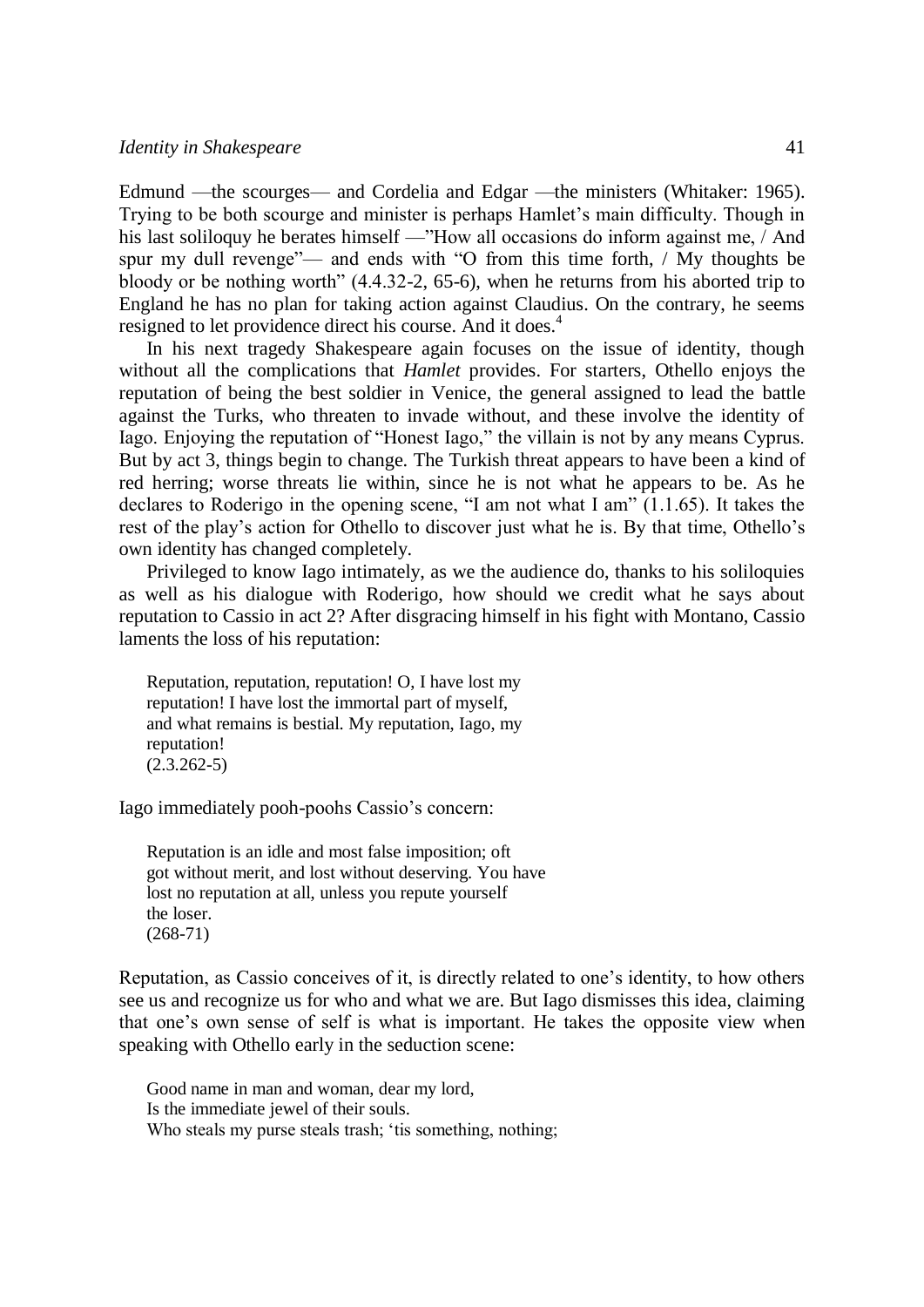Edmund —the scourges— and Cordelia and Edgar —the ministers (Whitaker: 1965). Trying to be both scourge and minister is perhaps Hamlet's main difficulty. Though in his last soliloquy he berates himself —"How all occasions do inform against me, / And spur my dull revenge"— and ends with "O from this time forth, / My thoughts be bloody or be nothing worth" (4.4.32-2, 65-6), when he returns from his aborted trip to England he has no plan for taking action against Claudius. On the contrary, he seems resigned to let providence direct his course. And it does.[4]

In his next tragedy Shakespeare again focuses on the issue of identity, though without all the complications that *Hamlet* provides. For starters, Othello enjoys the reputation of being the best soldier in Venice, the general assigned to lead the battle against the Turks, who threaten to invade without, and these involve the identity of Iago. Enjoying the reputation of "Honest Iago," the villain is not by any means Cyprus. But by act 3, things begin to change. The Turkish threat appears to have been a kind of red herring; worse threats lie within, since he is not what he appears to be. As he declares to Roderigo in the opening scene, "I am not what I am" (1.1.65). It takes the rest of the play's action for Othello to discover just what he is. By that time, Othello's own identity has changed completely.

Privileged to know Iago intimately, as we the audience do, thanks to his soliloquies as well as his dialogue with Roderigo, how should we credit what he says about reputation to Cassio in act 2? After disgracing himself in his fight with Montano, Cassio laments the loss of his reputation:

> Reputation, reputation, reputation! O, I have lost my
> reputation! I have lost the immortal part of myself,
> and what remains is bestial. My reputation, Iago, my
> reputation!
> (2.3.262-5)

Iago immediately pooh-poohs Cassio's concern:

> Reputation is an idle and most false imposition; oft
> got without merit, and lost without deserving. You have
> lost no reputation at all, unless you repute yourself
> the loser.
> (268-71)

Reputation, as Cassio conceives of it, is directly related to one's identity, to how others see us and recognize us for who and what we are. But Iago dismisses this idea, claiming that one's own sense of self is what is important. He takes the opposite view when speaking with Othello early in the seduction scene:

> Good name in man and woman, dear my lord,
> Is the immediate jewel of their souls.
> Who steals my purse steals trash; 'tis something, nothing;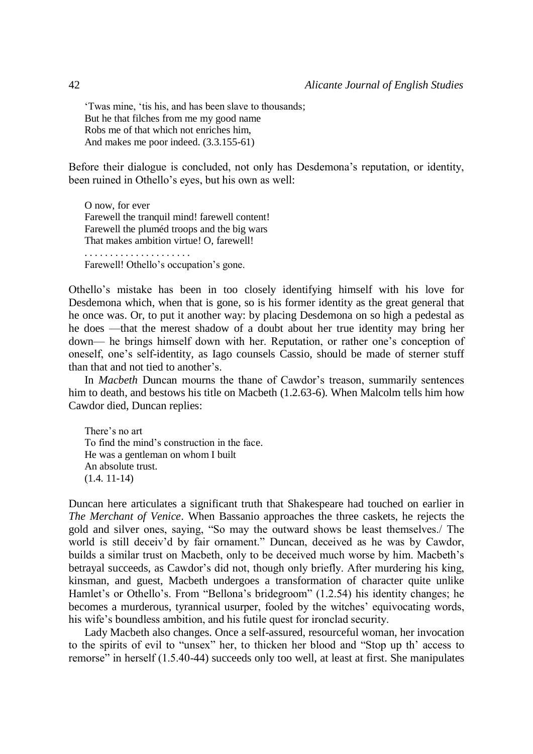> 'Twas mine, 'tis his, and has been slave to thousands;
> But he that filches from me my good name
> Robs me of that which not enriches him,
> And makes me poor indeed. (3.3.155-61)

Before their dialogue is concluded, not only has Desdemona's reputation, or identity, been ruined in Othello's eyes, but his own as well:

> O now, for ever
> Farewell the tranquil mind! farewell content!
> Farewell the pluméd troops and the big wars
> That makes ambition virtue! O, farewell!
> . . . . . . . . . . . . . . . . . . . . .
> Farewell! Othello's occupation's gone.

Othello's mistake has been in too closely identifying himself with his love for Desdemona which, when that is gone, so is his former identity as the great general that he once was. Or, to put it another way: by placing Desdemona on so high a pedestal as he does —that the merest shadow of a doubt about her true identity may bring her down— he brings himself down with her. Reputation, or rather one's conception of oneself, one's self-identity, as Iago counsels Cassio, should be made of sterner stuff than that and not tied to another's.

In *Macbeth* Duncan mourns the thane of Cawdor's treason, summarily sentences him to death, and bestows his title on Macbeth (1.2.63-6). When Malcolm tells him how Cawdor died, Duncan replies:

> There's no art
> To find the mind's construction in the face.
> He was a gentleman on whom I built
> An absolute trust.
> (1.4. 11-14)

Duncan here articulates a significant truth that Shakespeare had touched on earlier in *The Merchant of Venice*. When Bassanio approaches the three caskets, he rejects the gold and silver ones, saying, "So may the outward shows be least themselves./ The world is still deceiv'd by fair ornament." Duncan, deceived as he was by Cawdor, builds a similar trust on Macbeth, only to be deceived much worse by him. Macbeth's betrayal succeeds, as Cawdor's did not, though only briefly. After murdering his king, kinsman, and guest, Macbeth undergoes a transformation of character quite unlike Hamlet's or Othello's. From "Bellona's bridegroom" (1.2.54) his identity changes; he becomes a murderous, tyrannical usurper, fooled by the witches' equivocating words, his wife's boundless ambition, and his futile quest for ironclad security.

Lady Macbeth also changes. Once a self-assured, resourceful woman, her invocation to the spirits of evil to "unsex" her, to thicken her blood and "Stop up th' access to remorse" in herself (1.5.40-44) succeeds only too well, at least at first. She manipulates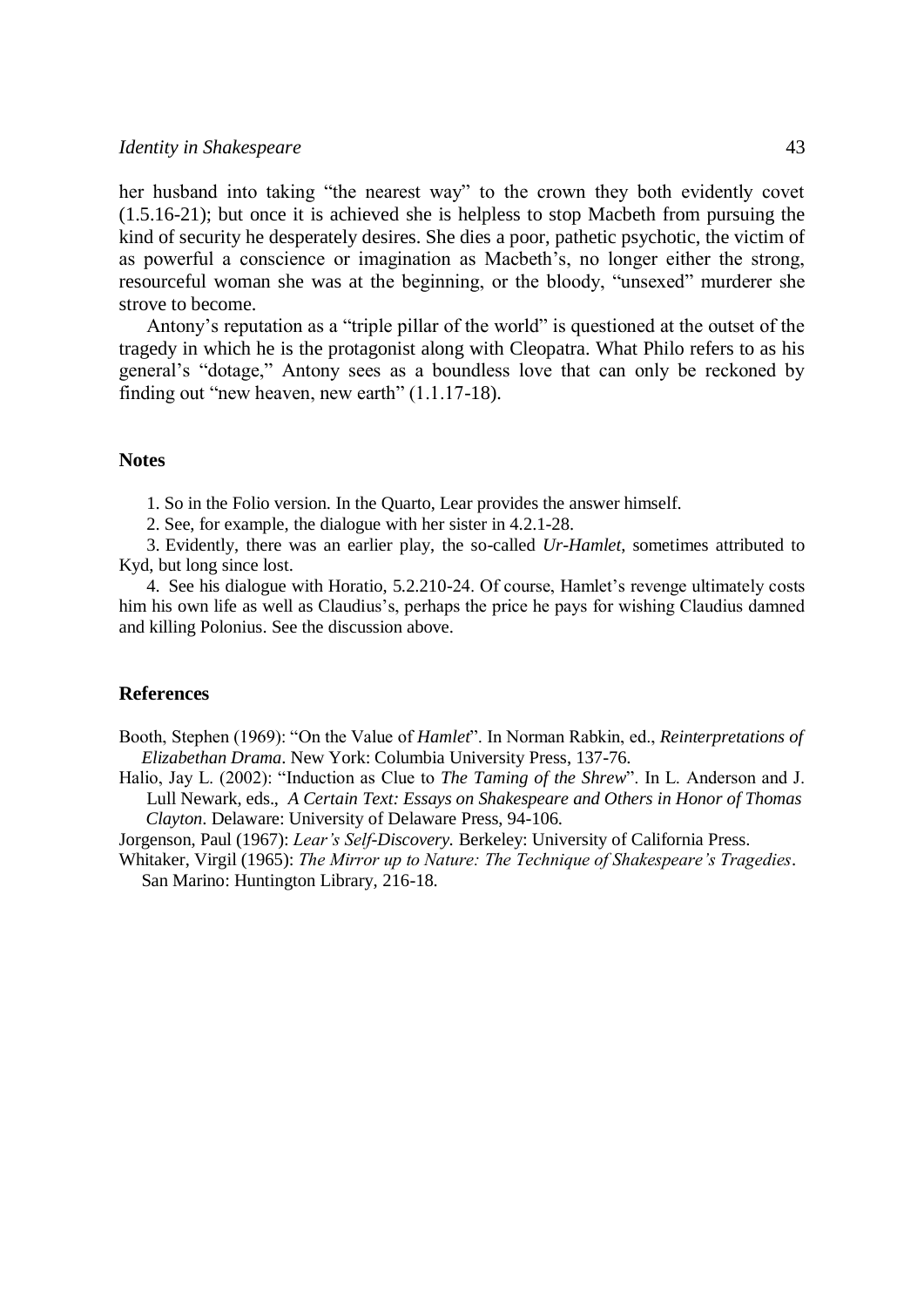her husband into taking "the nearest way" to the crown they both evidently covet (1.5.16-21); but once it is achieved she is helpless to stop Macbeth from pursuing the kind of security he desperately desires. She dies a poor, pathetic psychotic, the victim of as powerful a conscience or imagination as Macbeth's, no longer either the strong, resourceful woman she was at the beginning, or the bloody, "unsexed" murderer she strove to become.

Antony's reputation as a "triple pillar of the world" is questioned at the outset of the tragedy in which he is the protagonist along with Cleopatra. What Philo refers to as his general's "dotage," Antony sees as a boundless love that can only be reckoned by finding out "new heaven, new earth" (1.1.17-18).

## Notes

1. So in the Folio version. In the Quarto, Lear provides the answer himself.

2. See, for example, the dialogue with her sister in 4.2.1-28.

3. Evidently, there was an earlier play, the so-called *Ur-Hamlet*, sometimes attributed to Kyd, but long since lost.

4. See his dialogue with Horatio, 5.2.210-24. Of course, Hamlet's revenge ultimately costs him his own life as well as Claudius's, perhaps the price he pays for wishing Claudius damned and killing Polonius. See the discussion above.

## References

Booth, Stephen (1969): "On the Value of *Hamlet*". In Norman Rabkin, ed., *Reinterpretations of Elizabethan Drama*. New York: Columbia University Press, 137-76.

Halio, Jay L. (2002): "Induction as Clue to *The Taming of the Shrew*". In L. Anderson and J. Lull Newark, eds., *A Certain Text: Essays on Shakespeare and Others in Honor of Thomas Clayton*. Delaware: University of Delaware Press, 94-106.

Jorgenson, Paul (1967): *Lear's Self-Discovery.* Berkeley: University of California Press.

Whitaker, Virgil (1965): *The Mirror up to Nature: The Technique of Shakespeare's Tragedies*. San Marino: Huntington Library, 216-18.